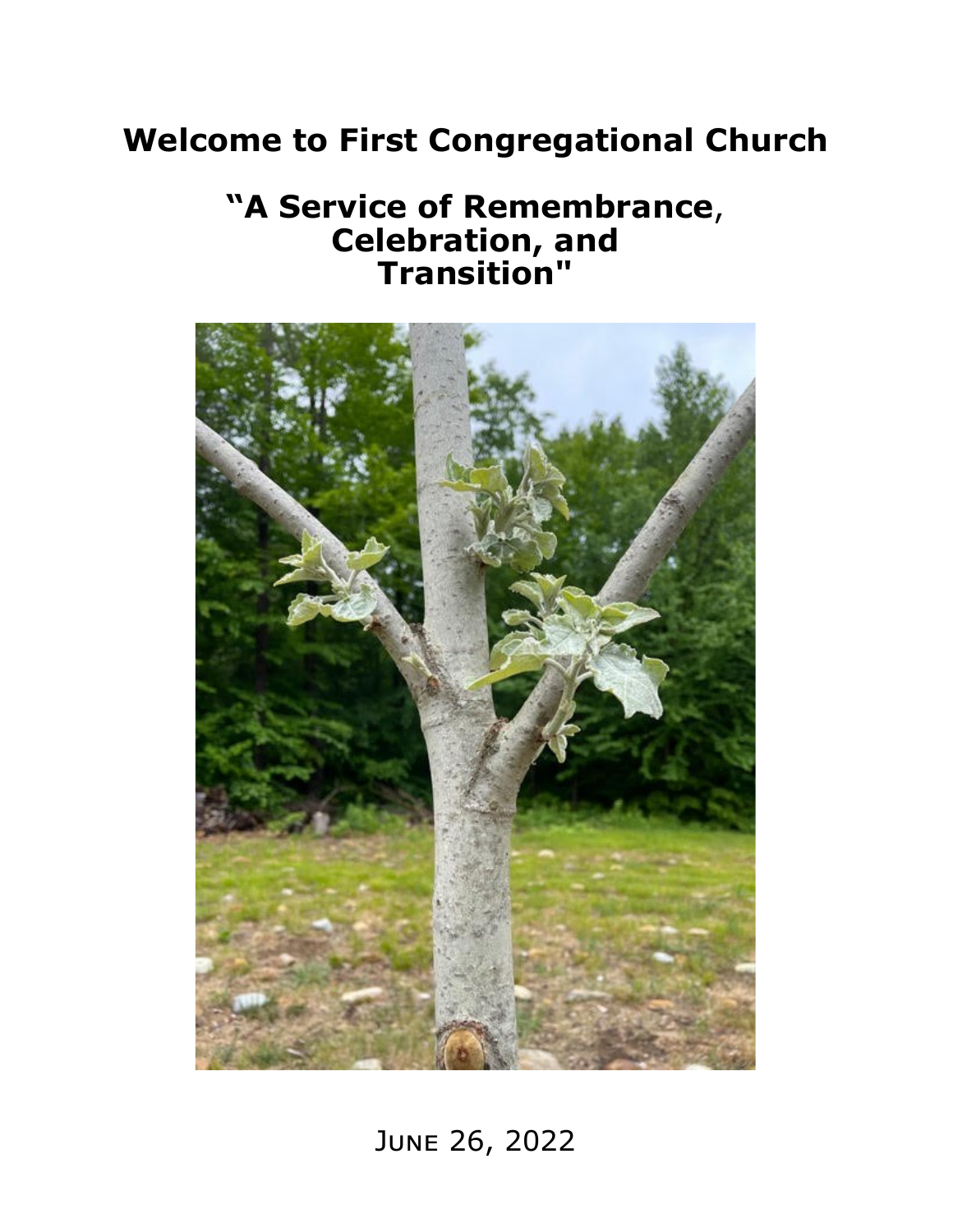# Welcome to First Congregational Church

## "A Service of Remembrance, Celebration, and Transition"

June 26, 2022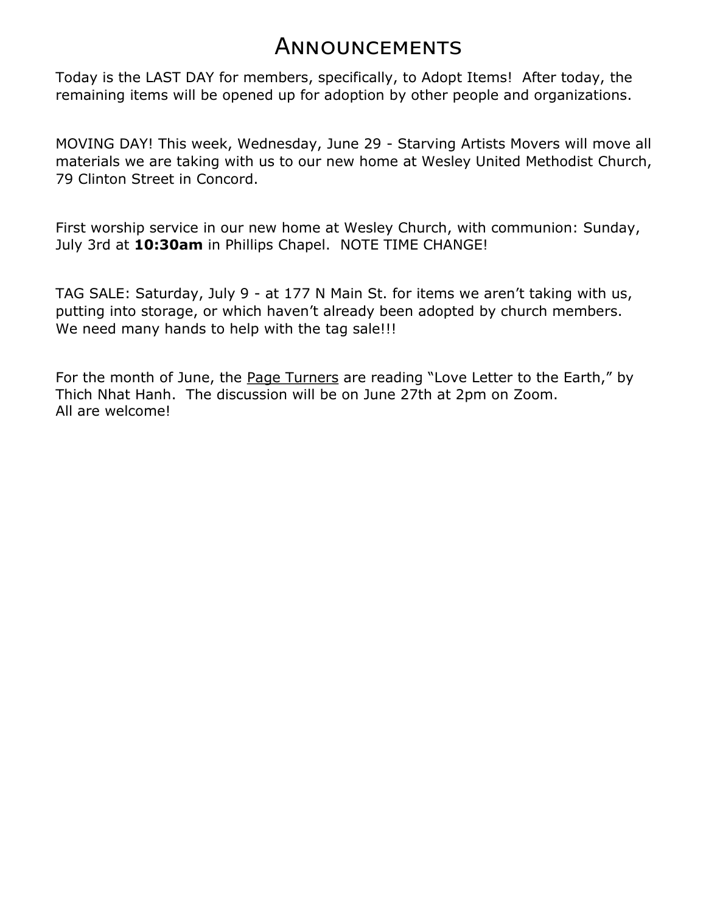# Announcements

Today is the LAST DAY for members, specifically, to Adopt Items! After today, the remaining items will be opened up for adoption by other people and organizations.

MOVING DAY! This week, Wednesday, June 29 - Starving Artists Movers will move all materials we are taking with us to our new home at Wesley United Methodist Church, 79 Clinton Street in Concord.

First worship service in our new home at Wesley Church, with communion: Sunday, July 3rd at **10:30am** in Phillips Chapel. NOTE TIME CHANGE!

TAG SALE: Saturday, July 9 - at 177 N Main St. for items we aren't taking with us, putting into storage, or which haven't already been adopted by church members. We need many hands to help with the tag sale!!!

For the month of June, the Page Turners are reading "Love Letter to the Earth," by Thich Nhat Hanh. The discussion will be on June 27th at 2pm on Zoom. All are welcome!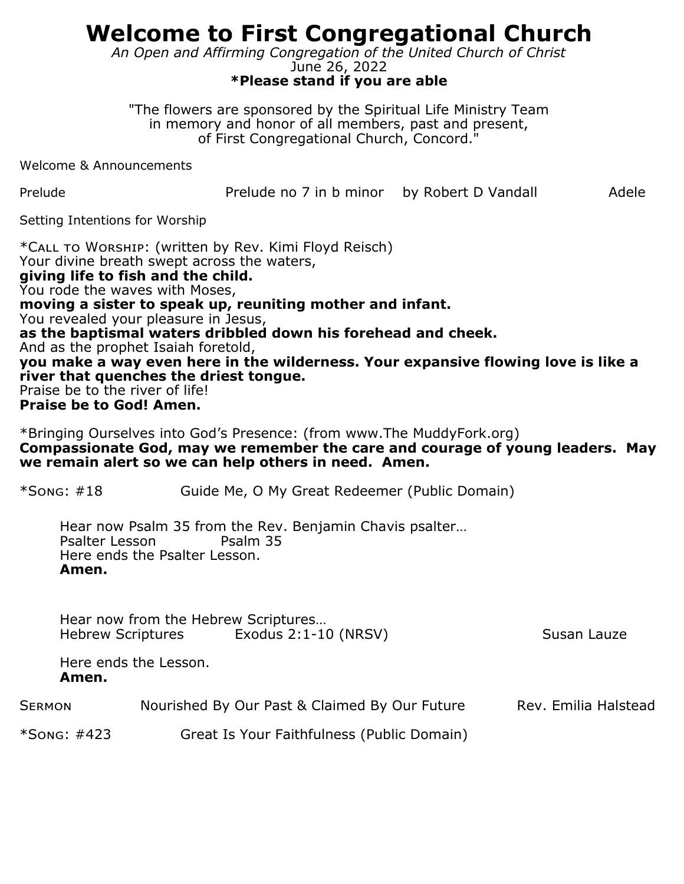# Welcome to First Congregational Church

*An Open and Affirming Congregation of the United Church of Christ*

June 26, 2022

**\*Please stand if you are able**

"The flowers are sponsored by the Spiritual Life Ministry Team in memory and honor of all members, past and present, of First Congregational Church, Concord."

Welcome & Announcements

Prelude  Prelude no 7 in b minor  by Robert D Vandall  Adele

Setting Intentions for Worship

*Call to Worship: (written by Rev. Kimi Floyd Reisch)

Your divine breath swept across the waters,
**giving life to fish and the child.**
You rode the waves with Moses,
**moving a sister to speak up, reuniting mother and infant.**
You revealed your pleasure in Jesus,
**as the baptismal waters dribbled down his forehead and cheek.**
And as the prophet Isaiah foretold,
**you make a way even here in the wilderness. Your expansive flowing love is like a river that quenches the driest tongue.**
Praise be to the river of life!
**Praise be to God! Amen.**

*Bringing Ourselves into God's Presence: (from www.The MuddyFork.org)
**Compassionate God, may we remember the care and courage of young leaders. May we remain alert so we can help others in need. Amen.**

*Song: #18  Guide Me, O My Great Redeemer (Public Domain)

Hear now Psalm 35 from the Rev. Benjamin Chavis psalter…
Psalter Lesson  Psalm 35
Here ends the Psalter Lesson.
**Amen.**

Hear now from the Hebrew Scriptures…
Hebrew Scriptures  Exodus 2:1-10 (NRSV)  Susan Lauze

Here ends the Lesson.
**Amen.**

Sermon  Nourished By Our Past & Claimed By Our Future  Rev. Emilia Halstead

*Song: #423  Great Is Your Faithfulness (Public Domain)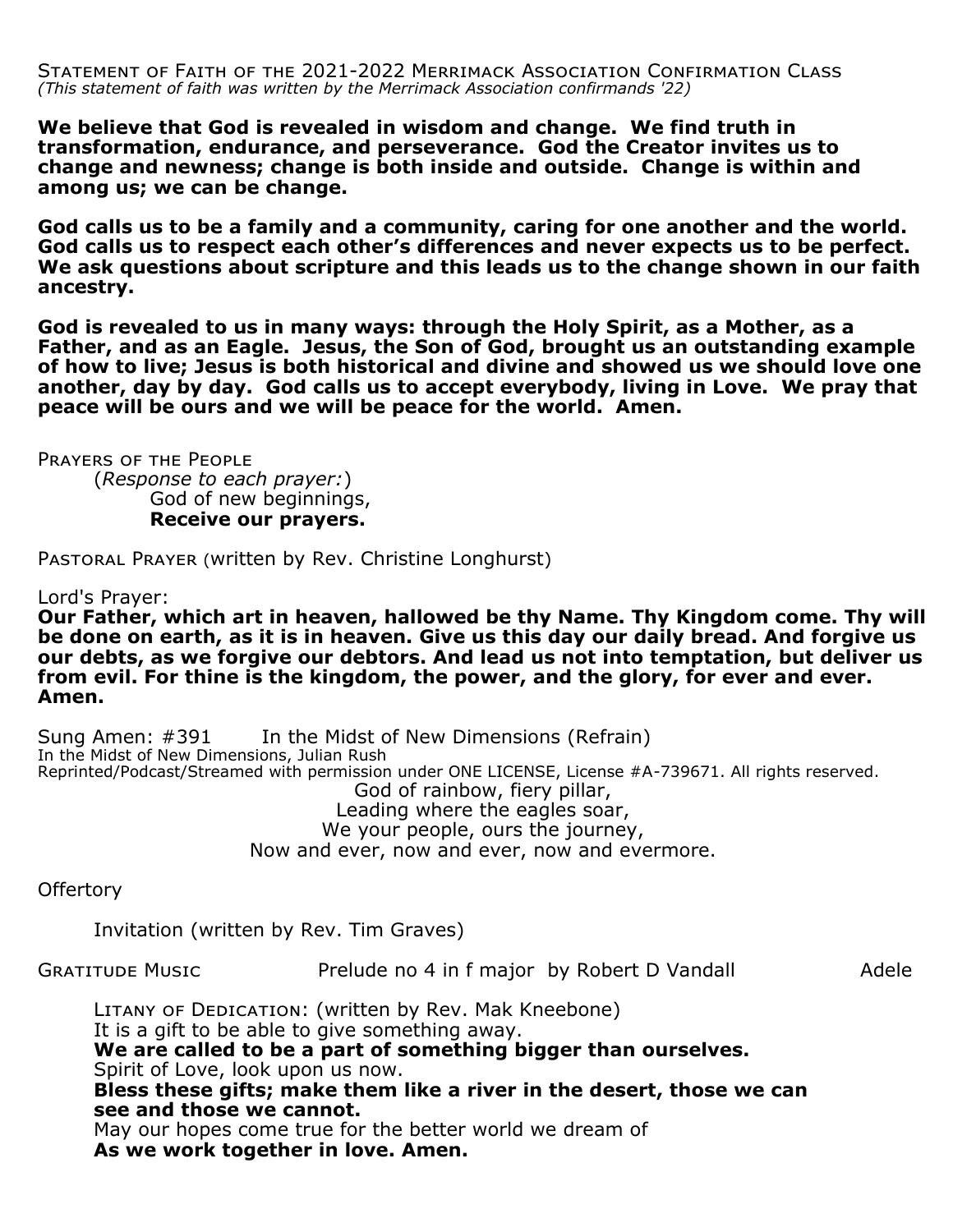Statement of Faith of the 2021-2022 Merrimack Association Confirmation Class
*(This statement of faith was written by the Merrimack Association confirmands '22)*

**We believe that God is revealed in wisdom and change. We find truth in transformation, endurance, and perseverance. God the Creator invites us to change and newness; change is both inside and outside. Change is within and among us; we can be change.**

**God calls us to be a family and a community, caring for one another and the world. God calls us to respect each other's differences and never expects us to be perfect. We ask questions about scripture and this leads us to the change shown in our faith ancestry.**

**God is revealed to us in many ways: through the Holy Spirit, as a Mother, as a Father, and as an Eagle. Jesus, the Son of God, brought us an outstanding example of how to live; Jesus is both historical and divine and showed us we should love one another, day by day. God calls us to accept everybody, living in Love. We pray that peace will be ours and we will be peace for the world. Amen.**

Prayers of the People
(*Response to each prayer:*)
God of new beginnings,
**Receive our prayers.**

Pastoral Prayer (written by Rev. Christine Longhurst)

Lord's Prayer:
**Our Father, which art in heaven, hallowed be thy Name. Thy Kingdom come. Thy will be done on earth, as it is in heaven. Give us this day our daily bread. And forgive us our debts, as we forgive our debtors. And lead us not into temptation, but deliver us from evil. For thine is the kingdom, the power, and the glory, for ever and ever. Amen.**

Sung Amen: #391 In the Midst of New Dimensions (Refrain)
In the Midst of New Dimensions, Julian Rush
Reprinted/Podcast/Streamed with permission under ONE LICENSE, License #A-739671. All rights reserved.

God of rainbow, fiery pillar,
Leading where the eagles soar,
We your people, ours the journey,
Now and ever, now and ever, now and evermore.

Offertory

Invitation (written by Rev. Tim Graves)

Gratitude Music Prelude no 4 in f major by Robert D Vandall Adele

Litany of Dedication: (written by Rev. Mak Kneebone)
It is a gift to be able to give something away.
**We are called to be a part of something bigger than ourselves.**
Spirit of Love, look upon us now.
**Bless these gifts; make them like a river in the desert, those we can see and those we cannot.**
May our hopes come true for the better world we dream of
**As we work together in love. Amen.**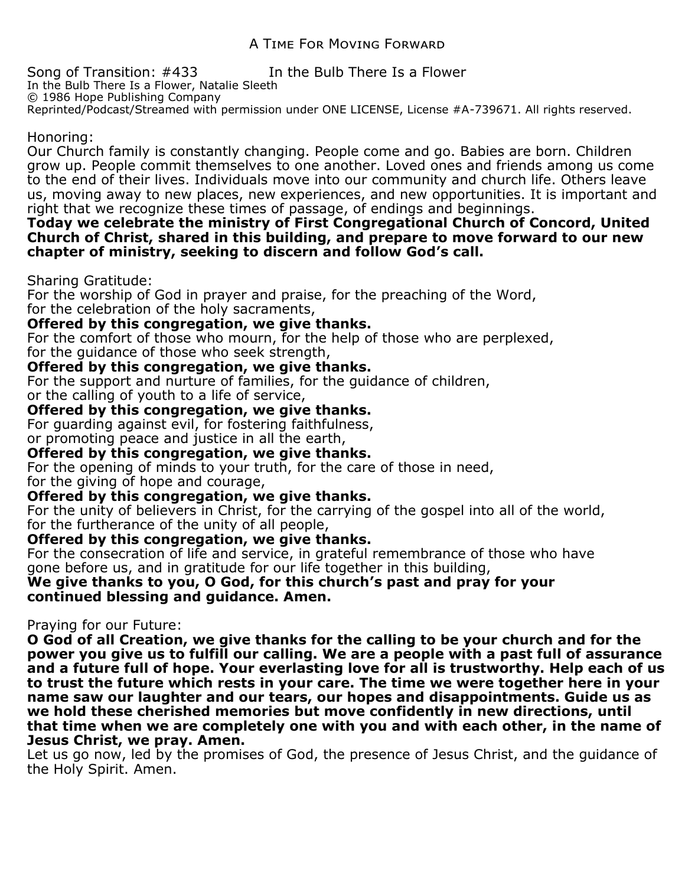## A Time For Moving Forward

Song of Transition: #433 In the Bulb There Is a Flower
In the Bulb There Is a Flower, Natalie Sleeth
© 1986 Hope Publishing Company
Reprinted/Podcast/Streamed with permission under ONE LICENSE, License #A-739671. All rights reserved.

Honoring:
Our Church family is constantly changing. People come and go. Babies are born. Children grow up. People commit themselves to one another. Loved ones and friends among us come to the end of their lives. Individuals move into our community and church life. Others leave us, moving away to new places, new experiences, and new opportunities. It is important and right that we recognize these times of passage, of endings and beginnings.
**Today we celebrate the ministry of First Congregational Church of Concord, United Church of Christ, shared in this building, and prepare to move forward to our new chapter of ministry, seeking to discern and follow God's call.**

Sharing Gratitude:
For the worship of God in prayer and praise, for the preaching of the Word,
for the celebration of the holy sacraments,
**Offered by this congregation, we give thanks.**
For the comfort of those who mourn, for the help of those who are perplexed,
for the guidance of those who seek strength,
**Offered by this congregation, we give thanks.**
For the support and nurture of families, for the guidance of children,
or the calling of youth to a life of service,
**Offered by this congregation, we give thanks.**
For guarding against evil, for fostering faithfulness,
or promoting peace and justice in all the earth,
**Offered by this congregation, we give thanks.**
For the opening of minds to your truth, for the care of those in need,
for the giving of hope and courage,
**Offered by this congregation, we give thanks.**
For the unity of believers in Christ, for the carrying of the gospel into all of the world,
for the furtherance of the unity of all people,
**Offered by this congregation, we give thanks.**
For the consecration of life and service, in grateful remembrance of those who have gone before us, and in gratitude for our life together in this building,
**We give thanks to you, O God, for this church's past and pray for your continued blessing and guidance. Amen.**

Praying for our Future:
**O God of all Creation, we give thanks for the calling to be your church and for the power you give us to fulfill our calling. We are a people with a past full of assurance and a future full of hope. Your everlasting love for all is trustworthy. Help each of us to trust the future which rests in your care. The time we were together here in your name saw our laughter and our tears, our hopes and disappointments. Guide us as we hold these cherished memories but move confidently in new directions, until that time when we are completely one with you and with each other, in the name of Jesus Christ, we pray. Amen.**
Let us go now, led by the promises of God, the presence of Jesus Christ, and the guidance of the Holy Spirit. Amen.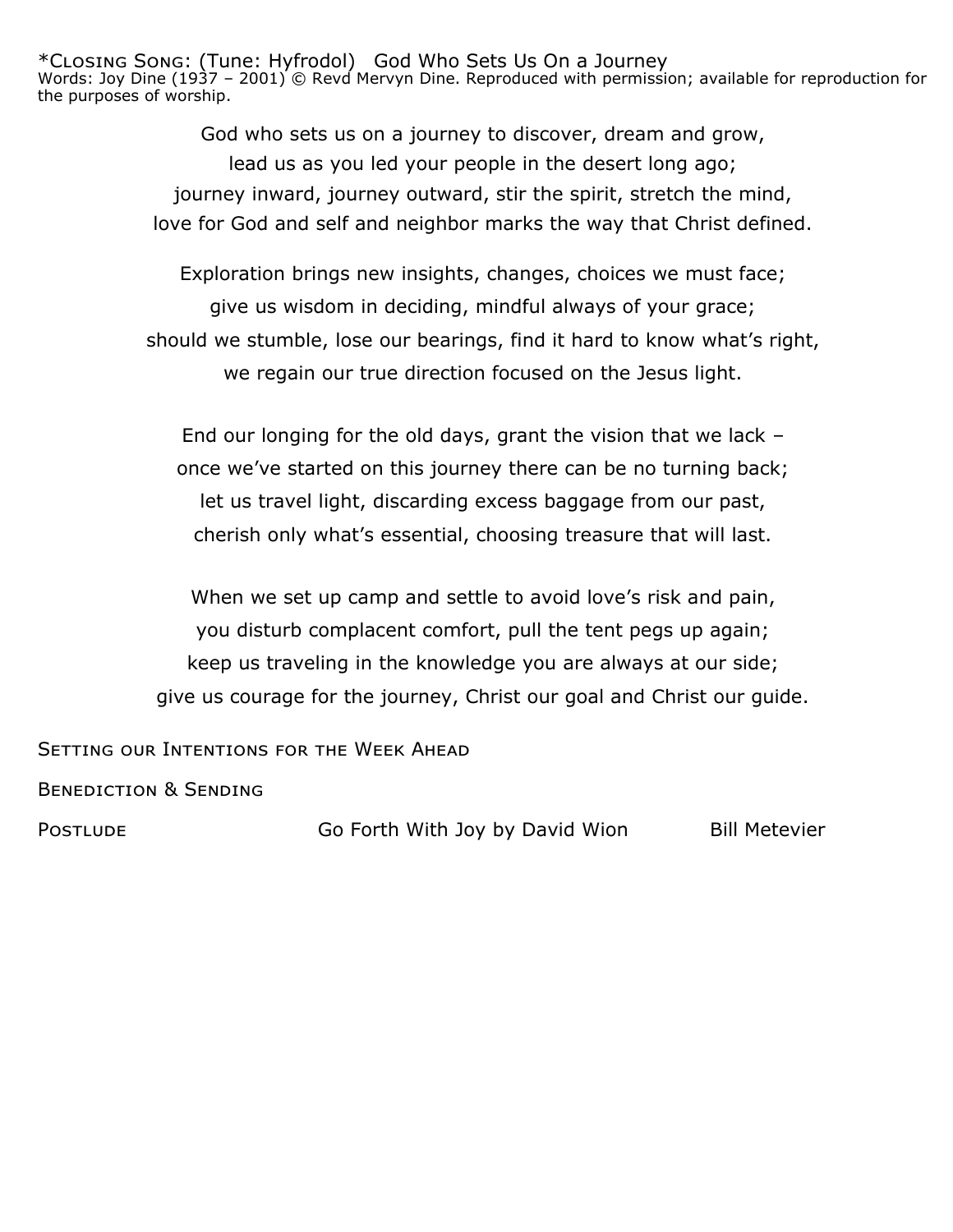\*CLOSING SONG: (Tune: Hyfrodol) God Who Sets Us On a Journey

Words: Joy Dine (1937 – 2001) © Revd Mervyn Dine. Reproduced with permission; available for reproduction for the purposes of worship.

God who sets us on a journey to discover, dream and grow,
lead us as you led your people in the desert long ago;
journey inward, journey outward, stir the spirit, stretch the mind,
love for God and self and neighbor marks the way that Christ defined.

Exploration brings new insights, changes, choices we must face;
give us wisdom in deciding, mindful always of your grace;
should we stumble, lose our bearings, find it hard to know what's right,
we regain our true direction focused on the Jesus light.

End our longing for the old days, grant the vision that we lack –
once we've started on this journey there can be no turning back;
let us travel light, discarding excess baggage from our past,
cherish only what's essential, choosing treasure that will last.

When we set up camp and settle to avoid love's risk and pain,
you disturb complacent comfort, pull the tent pegs up again;
keep us traveling in the knowledge you are always at our side;
give us courage for the journey, Christ our goal and Christ our guide.

SETTING OUR INTENTIONS FOR THE WEEK AHEAD

BENEDICTION & SENDING

POSTLUDE Go Forth With Joy by David Wion Bill Metevier